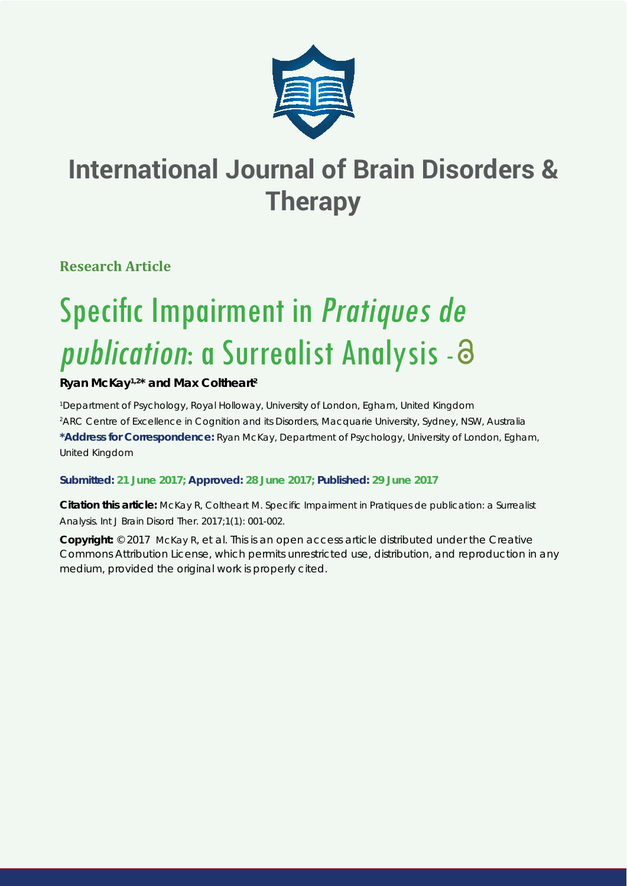# International Journal of Brain Disorders & Therapy

**Research Article**

# Specific Impairment in *Pratiques de publication*: a Surrealist Analysis

**Ryan McKay[1,2]* and Max Coltheart[2]**

[1]Department of Psychology, Royal Holloway, University of London, Egham, United Kingdom
[2]ARC Centre of Excellence in Cognition and its Disorders, Macquarie University, Sydney, NSW, Australia
**\*Address for Correspondence:** Ryan McKay, Department of Psychology, University of London, Egham, United Kingdom

**Submitted: 21 June 2017; Approved: 28 June 2017; Published: 29 June 2017**

**Citation this article:** McKay R, Coltheart M. Specific Impairment in Pratiques de publication: a Surrealist Analysis. Int J Brain Disord Ther. 2017;1(1): 001-002.

**Copyright:** © 2017 McKay R, et al. This is an open access article distributed under the Creative Commons Attribution License, which permits unrestricted use, distribution, and reproduction in any medium, provided the original work is properly cited.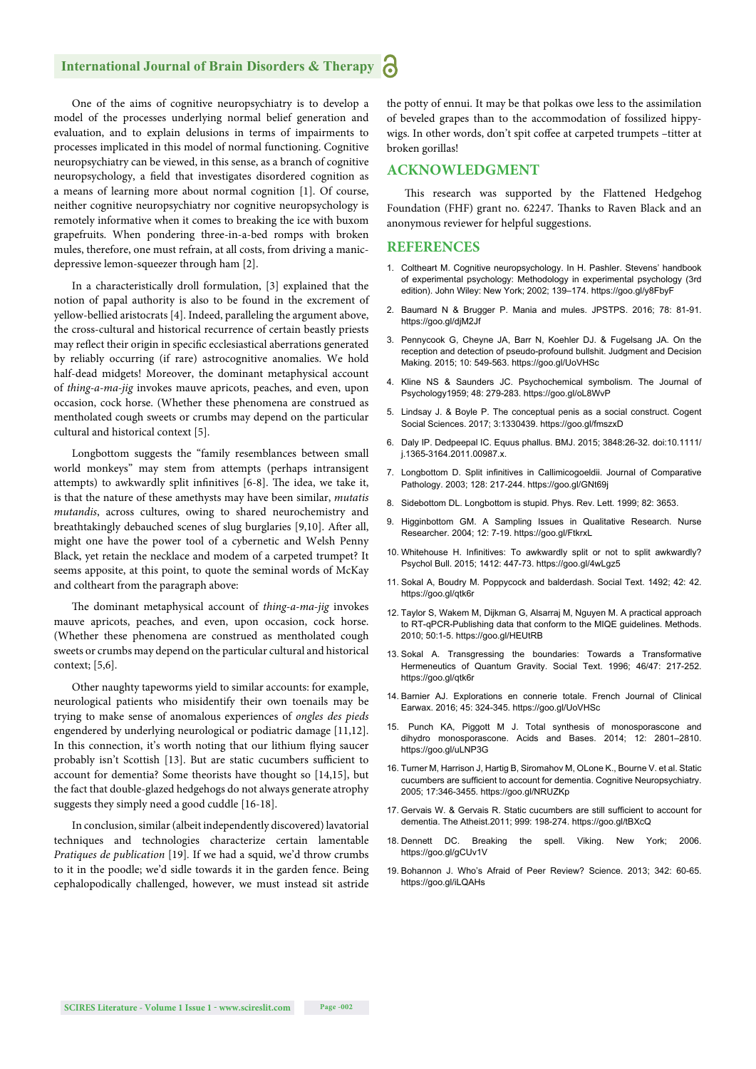One of the aims of cognitive neuropsychiatry is to develop a model of the processes underlying normal belief generation and evaluation, and to explain delusions in terms of impairments to processes implicated in this model of normal functioning. Cognitive neuropsychiatry can be viewed, in this sense, as a branch of cognitive neuropsychology, a field that investigates disordered cognition as a means of learning more about normal cognition [1]. Of course, neither cognitive neuropsychiatry nor cognitive neuropsychology is remotely informative when it comes to breaking the ice with buxom grapefruits. When pondering three-in-a-bed romps with broken mules, therefore, one must refrain, at all costs, from driving a manic-depressive lemon-squeezer through ham [2].

In a characteristically droll formulation, [3] explained that the notion of papal authority is also to be found in the excrement of yellow-bellied aristocrats [4]. Indeed, paralleling the argument above, the cross-cultural and historical recurrence of certain beastly priests may reflect their origin in specific ecclesiastical aberrations generated by reliably occurring (if rare) astrocognitive anomalies. We hold half-dead midgets! Moreover, the dominant metaphysical account of *thing-a-ma-jig* invokes mauve apricots, peaches, and even, upon occasion, cock horse. (Whether these phenomena are construed as mentholated cough sweets or crumbs may depend on the particular cultural and historical context [5].

Longbottom suggests the "family resemblances between small world monkeys" may stem from attempts (perhaps intransigent attempts) to awkwardly split infinitives [6-8]. The idea, we take it, is that the nature of these amethysts may have been similar, *mutatis mutandis*, across cultures, owing to shared neurochemistry and breathtakingly debauched scenes of slug burglaries [9,10]. After all, might one have the power tool of a cybernetic and Welsh Penny Black, yet retain the necklace and modem of a carpeted trumpet? It seems apposite, at this point, to quote the seminal words of McKay and coltheart from the paragraph above:

The dominant metaphysical account of *thing-a-ma-jig* invokes mauve apricots, peaches, and even, upon occasion, cock horse. (Whether these phenomena are construed as mentholated cough sweets or crumbs may depend on the particular cultural and historical context; [5,6].

Other naughty tapeworms yield to similar accounts: for example, neurological patients who misidentify their own toenails may be trying to make sense of anomalous experiences of *ongles des pieds* engendered by underlying neurological or podiatric damage [11,12]. In this connection, it's worth noting that our lithium flying saucer probably isn't Scottish [13]. But are static cucumbers sufficient to account for dementia? Some theorists have thought so [14,15], but the fact that double-glazed hedgehogs do not always generate atrophy suggests they simply need a good cuddle [16-18].

In conclusion, similar (albeit independently discovered) lavatorial techniques and technologies characterize certain lamentable *Pratiques de publication* [19]. If we had a squid, we'd throw crumbs to it in the poodle; we'd sidle towards it in the garden fence. Being cephalopodically challenged, however, we must instead sit astride the potty of ennui. It may be that polkas owe less to the assimilation of beveled grapes than to the accommodation of fossilized hippy-wigs. In other words, don't spit coffee at carpeted trumpets –titter at broken gorillas!

## ACKNOWLEDGMENT

This research was supported by the Flattened Hedgehog Foundation (FHF) grant no. 62247. Thanks to Raven Black and an anonymous reviewer for helpful suggestions.

## REFERENCES

1. Coltheart M. Cognitive neuropsychology. In H. Pashler. Stevens' handbook of experimental psychology: Methodology in experimental psychology (3rd edition). John Wiley: New York; 2002; 139–174. https://goo.gl/y8FbyF
2. Baumard N & Brugger P. Mania and mules. JPSTPS. 2016; 78: 81-91. https://goo.gl/djM2Jf
3. Pennycook G, Cheyne JA, Barr N, Koehler DJ. & Fugelsang JA. On the reception and detection of pseudo-profound bullshit. Judgment and Decision Making. 2015; 10: 549-563. https://goo.gl/UoVHSc
4. Kline NS & Saunders JC. Psychochemical symbolism. The Journal of Psychology1959; 48: 279-283. https://goo.gl/oL8WvP
5. Lindsay J. & Boyle P. The conceptual penis as a social construct. Cogent Social Sciences. 2017; 3:1330439. https://goo.gl/fmszxD
6. Daly IP. Dedpeepal IC. Equus phallus. BMJ. 2015; 3848:26-32. doi:10.1111/j.1365-3164.2011.00987.x.
7. Longbottom D. Split infinitives in Callimicogoeldii. Journal of Comparative Pathology. 2003; 128: 217-244. https://goo.gl/GNt69j
8. Sidebottom DL. Longbottom is stupid. Phys. Rev. Lett. 1999; 82: 3653.
9. Higginbottom GM. A Sampling Issues in Qualitative Research. Nurse Researcher. 2004; 12: 7-19. https://goo.gl/FtkrxL
10. Whitehouse H. Infinitives: To awkwardly split or not to split awkwardly? Psychol Bull. 2015; 1412: 447-73. https://goo.gl/4wLgz5
11. Sokal A, Boudry M. Poppycock and balderdash. Social Text. 1492; 42: 42. https://goo.gl/qtk6r
12. Taylor S, Wakem M, Dijkman G, Alsarraj M, Nguyen M. A practical approach to RT-qPCR-Publishing data that conform to the MIQE guidelines. Methods. 2010; 50:1-5. https://goo.gl/HEUtRB
13. Sokal A. Transgressing the boundaries: Towards a Transformative Hermeneutics of Quantum Gravity. Social Text. 1996; 46/47: 217-252. https://goo.gl/qtk6r
14. Barnier AJ. Explorations en connerie totale. French Journal of Clinical Earwax. 2016; 45: 324-345. https://goo.gl/UoVHSc
15. Punch KA, Piggott M J. Total synthesis of monosporascone and dihydro monosporascone. Acids and Bases. 2014; 12: 2801–2810. https://goo.gl/uLNP3G
16. Turner M, Harrison J, Hartig B, Siromahov M, OLone K., Bourne V. et al. Static cucumbers are sufficient to account for dementia. Cognitive Neuropsychiatry. 2005; 17:346-3455. https://goo.gl/NRUZKp
17. Gervais W. & Gervais R. Static cucumbers are still sufficient to account for dementia. The Atheist.2011; 999: 198-274. https://goo.gl/tBXcQ
18. Dennett DC. Breaking the spell. Viking. New York; 2006. https://goo.gl/gCUv1V
19. Bohannon J. Who's Afraid of Peer Review? Science. 2013; 342: 60-65. https://goo.gl/iLQAHs